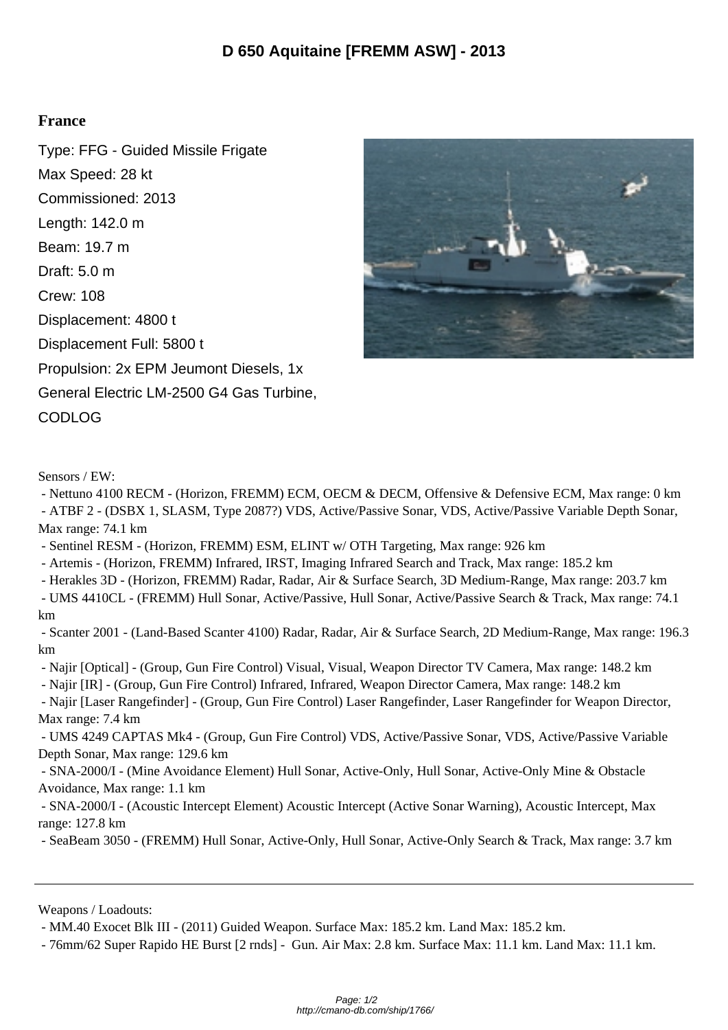# D 650 Aquitaine [FREMM ASW] - 2013

**France**

Type: FFG - Guided Missile Frigate
Max Speed: 28 kt
Commissioned: 2013
Length: 142.0 m
Beam: 19.7 m
Draft: 5.0 m
Crew: 108
Displacement: 4800 t
Displacement Full: 5800 t
Propulsion: 2x EPM Jeumont Diesels, 1x General Electric LM-2500 G4 Gas Turbine, CODLOG

Sensors / EW:

- Nettuno 4100 RECM - (Horizon, FREMM) ECM, OECM & DECM, Offensive & Defensive ECM, Max range: 0 km
- ATBF 2 - (DSBX 1, SLASM, Type 2087?) VDS, Active/Passive Sonar, VDS, Active/Passive Variable Depth Sonar, Max range: 74.1 km
- Sentinel RESM - (Horizon, FREMM) ESM, ELINT w/ OTH Targeting, Max range: 926 km
- Artemis - (Horizon, FREMM) Infrared, IRST, Imaging Infrared Search and Track, Max range: 185.2 km
- Herakles 3D - (Horizon, FREMM) Radar, Radar, Air & Surface Search, 3D Medium-Range, Max range: 203.7 km
- UMS 4410CL - (FREMM) Hull Sonar, Active/Passive, Hull Sonar, Active/Passive Search & Track, Max range: 74.1 km
- Scanter 2001 - (Land-Based Scanter 4100) Radar, Radar, Air & Surface Search, 2D Medium-Range, Max range: 196.3 km
- Najir [Optical] - (Group, Gun Fire Control) Visual, Visual, Weapon Director TV Camera, Max range: 148.2 km
- Najir [IR] - (Group, Gun Fire Control) Infrared, Infrared, Weapon Director Camera, Max range: 148.2 km
- Najir [Laser Rangefinder] - (Group, Gun Fire Control) Laser Rangefinder, Laser Rangefinder for Weapon Director, Max range: 7.4 km
- UMS 4249 CAPTAS Mk4 - (Group, Gun Fire Control) VDS, Active/Passive Sonar, VDS, Active/Passive Variable Depth Sonar, Max range: 129.6 km
- SNA-2000/I - (Mine Avoidance Element) Hull Sonar, Active-Only, Hull Sonar, Active-Only Mine & Obstacle Avoidance, Max range: 1.1 km
- SNA-2000/I - (Acoustic Intercept Element) Acoustic Intercept (Active Sonar Warning), Acoustic Intercept, Max range: 127.8 km
- SeaBeam 3050 - (FREMM) Hull Sonar, Active-Only, Hull Sonar, Active-Only Search & Track, Max range: 3.7 km

---

Weapons / Loadouts:

- MM.40 Exocet Blk III - (2011) Guided Weapon. Surface Max: 185.2 km. Land Max: 185.2 km.
- 76mm/62 Super Rapido HE Burst [2 rnds] - Gun. Air Max: 2.8 km. Surface Max: 11.1 km. Land Max: 11.1 km.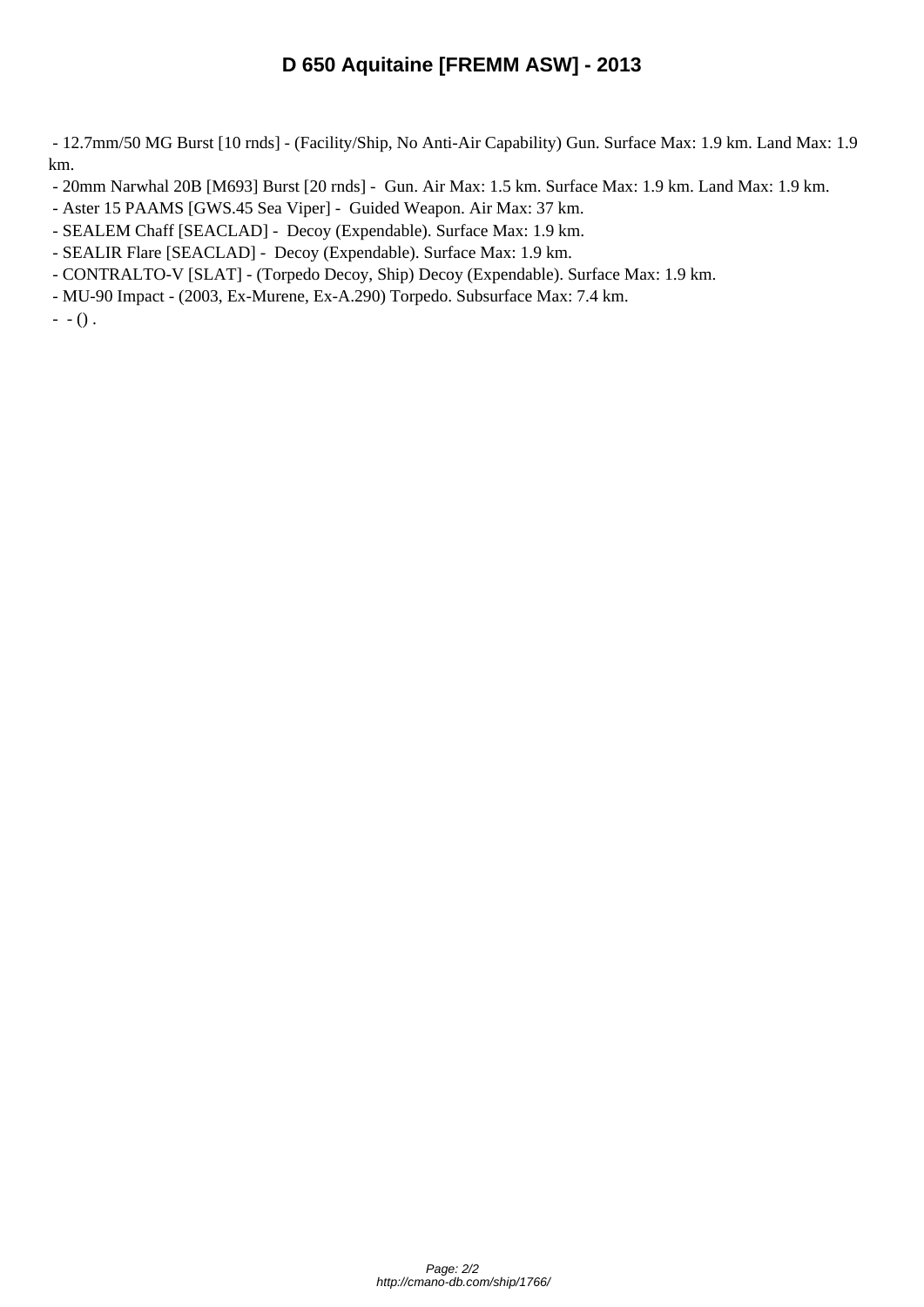- 12.7mm/50 MG Burst [10 rnds] - (Facility/Ship, No Anti-Air Capability) Gun. Surface Max: 1.9 km. Land Max: 1.9 km.
- 20mm Narwhal 20B [M693] Burst [20 rnds] - Gun. Air Max: 1.5 km. Surface Max: 1.9 km. Land Max: 1.9 km.
- Aster 15 PAAMS [GWS.45 Sea Viper] - Guided Weapon. Air Max: 37 km.
- SEALEM Chaff [SEACLAD] - Decoy (Expendable). Surface Max: 1.9 km.
- SEALIR Flare [SEACLAD] - Decoy (Expendable). Surface Max: 1.9 km.
- CONTRALTO-V [SLAT] - (Torpedo Decoy, Ship) Decoy (Expendable). Surface Max: 1.9 km.
- MU-90 Impact - (2003, Ex-Murene, Ex-A.290) Torpedo. Subsurface Max: 7.4 km.
- - () .